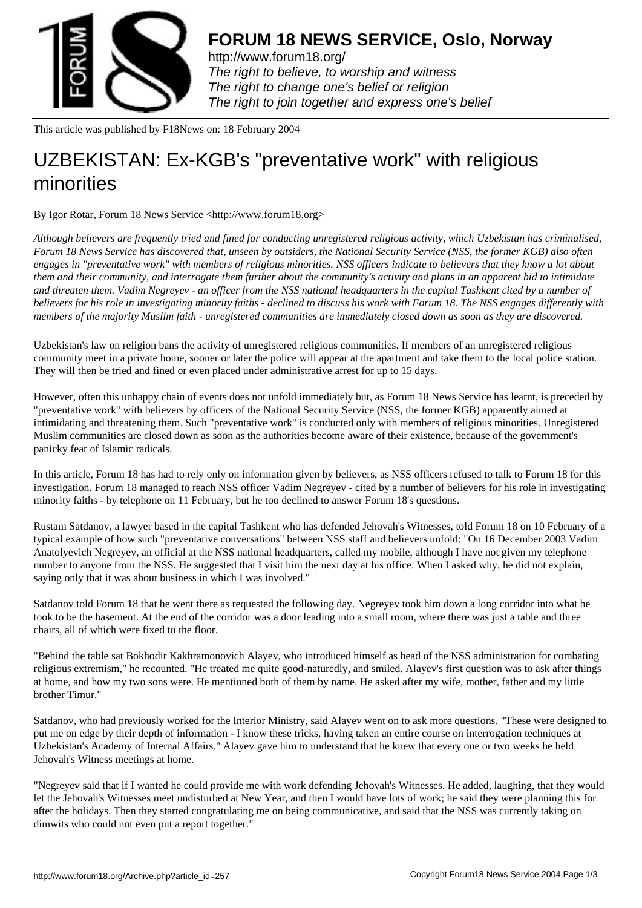# FORUM 18 NEWS SERVICE, Oslo, Norway

http://www.forum18.org/

*The right to believe, to worship and witness*
*The right to change one's belief or religion*
*The right to join together and express one's belief*

This article was published by F18News on: 18 February 2004

# UZBEKISTAN: Ex-KGB's "preventative work" with religious minorities

By Igor Rotar, Forum 18 News Service <http://www.forum18.org>

*Although believers are frequently tried and fined for conducting unregistered religious activity, which Uzbekistan has criminalised, Forum 18 News Service has discovered that, unseen by outsiders, the National Security Service (NSS, the former KGB) also often engages in "preventative work" with members of religious minorities. NSS officers indicate to believers that they know a lot about them and their community, and interrogate them further about the community's activity and plans in an apparent bid to intimidate and threaten them. Vadim Negreyev - an officer from the NSS national headquarters in the capital Tashkent cited by a number of believers for his role in investigating minority faiths - declined to discuss his work with Forum 18. The NSS engages differently with members of the majority Muslim faith - unregistered communities are immediately closed down as soon as they are discovered.*

Uzbekistan's law on religion bans the activity of unregistered religious communities. If members of an unregistered religious community meet in a private home, sooner or later the police will appear at the apartment and take them to the local police station. They will then be tried and fined or even placed under administrative arrest for up to 15 days.

However, often this unhappy chain of events does not unfold immediately but, as Forum 18 News Service has learnt, is preceded by "preventative work" with believers by officers of the National Security Service (NSS, the former KGB) apparently aimed at intimidating and threatening them. Such "preventative work" is conducted only with members of religious minorities. Unregistered Muslim communities are closed down as soon as the authorities become aware of their existence, because of the government's panicky fear of Islamic radicals.

In this article, Forum 18 has had to rely only on information given by believers, as NSS officers refused to talk to Forum 18 for this investigation. Forum 18 managed to reach NSS officer Vadim Negreyev - cited by a number of believers for his role in investigating minority faiths - by telephone on 11 February, but he too declined to answer Forum 18's questions.

Rustam Satdanov, a lawyer based in the capital Tashkent who has defended Jehovah's Witnesses, told Forum 18 on 10 February of a typical example of how such "preventative conversations" between NSS staff and believers unfold: "On 16 December 2003 Vadim Anatolyevich Negreyev, an official at the NSS national headquarters, called my mobile, although I have not given my telephone number to anyone from the NSS. He suggested that I visit him the next day at his office. When I asked why, he did not explain, saying only that it was about business in which I was involved."

Satdanov told Forum 18 that he went there as requested the following day. Negreyev took him down a long corridor into what he took to be the basement. At the end of the corridor was a door leading into a small room, where there was just a table and three chairs, all of which were fixed to the floor.

"Behind the table sat Bokhodir Kakhramonovich Alayev, who introduced himself as head of the NSS administration for combating religious extremism," he recounted. "He treated me quite good-naturedly, and smiled. Alayev's first question was to ask after things at home, and how my two sons were. He mentioned both of them by name. He asked after my wife, mother, father and my little brother Timur."

Satdanov, who had previously worked for the Interior Ministry, said Alayev went on to ask more questions. "These were designed to put me on edge by their depth of information - I know these tricks, having taken an entire course on interrogation techniques at Uzbekistan's Academy of Internal Affairs." Alayev gave him to understand that he knew that every one or two weeks he held Jehovah's Witness meetings at home.

"Negreyev said that if I wanted he could provide me with work defending Jehovah's Witnesses. He added, laughing, that they would let the Jehovah's Witnesses meet undisturbed at New Year, and then I would have lots of work; he said they were planning this for after the holidays. Then they started congratulating me on being communicative, and said that the NSS was currently taking on dimwits who could not even put a report together."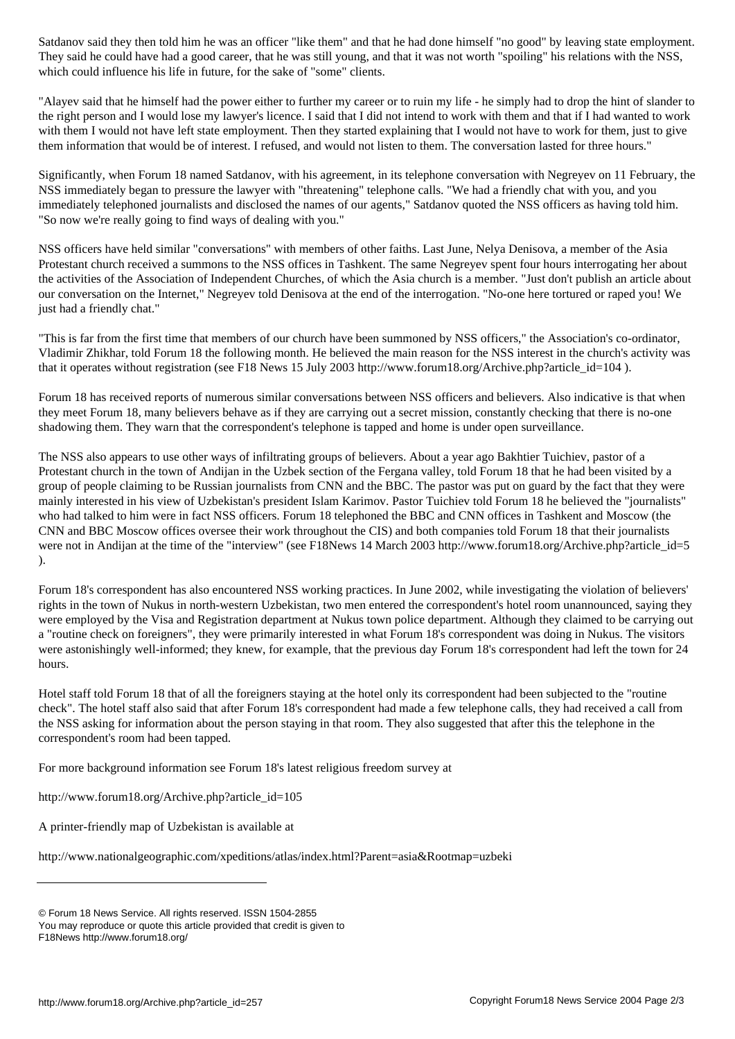Satdanov said they then told him he was an officer "like them" and that he had done himself "no good" by leaving state employment. They said he could have had a good career, that he was still young, and that it was not worth "spoiling" his relations with the NSS, which could influence his life in future, for the sake of "some" clients.

"Alayev said that he himself had the power either to further my career or to ruin my life - he simply had to drop the hint of slander to the right person and I would lose my lawyer's licence. I said that I did not intend to work with them and that if I had wanted to work with them I would not have left state employment. Then they started explaining that I would not have to work for them, just to give them information that would be of interest. I refused, and would not listen to them. The conversation lasted for three hours."

Significantly, when Forum 18 named Satdanov, with his agreement, in its telephone conversation with Negreyev on 11 February, the NSS immediately began to pressure the lawyer with "threatening" telephone calls. "We had a friendly chat with you, and you immediately telephoned journalists and disclosed the names of our agents," Satdanov quoted the NSS officers as having told him. "So now we're really going to find ways of dealing with you."

NSS officers have held similar "conversations" with members of other faiths. Last June, Nelya Denisova, a member of the Asia Protestant church received a summons to the NSS offices in Tashkent. The same Negreyev spent four hours interrogating her about the activities of the Association of Independent Churches, of which the Asia church is a member. "Just don't publish an article about our conversation on the Internet," Negreyev told Denisova at the end of the interrogation. "No-one here tortured or raped you! We just had a friendly chat."

"This is far from the first time that members of our church have been summoned by NSS officers," the Association's co-ordinator, Vladimir Zhikhar, told Forum 18 the following month. He believed the main reason for the NSS interest in the church's activity was that it operates without registration (see F18 News 15 July 2003 http://www.forum18.org/Archive.php?article_id=104 ).

Forum 18 has received reports of numerous similar conversations between NSS officers and believers. Also indicative is that when they meet Forum 18, many believers behave as if they are carrying out a secret mission, constantly checking that there is no-one shadowing them. They warn that the correspondent's telephone is tapped and home is under open surveillance.

The NSS also appears to use other ways of infiltrating groups of believers. About a year ago Bakhtier Tuichiev, pastor of a Protestant church in the town of Andijan in the Uzbek section of the Fergana valley, told Forum 18 that he had been visited by a group of people claiming to be Russian journalists from CNN and the BBC. The pastor was put on guard by the fact that they were mainly interested in his view of Uzbekistan's president Islam Karimov. Pastor Tuichiev told Forum 18 he believed the "journalists" who had talked to him were in fact NSS officers. Forum 18 telephoned the BBC and CNN offices in Tashkent and Moscow (the CNN and BBC Moscow offices oversee their work throughout the CIS) and both companies told Forum 18 that their journalists were not in Andijan at the time of the "interview" (see F18News 14 March 2003 http://www.forum18.org/Archive.php?article_id=5 ).

Forum 18's correspondent has also encountered NSS working practices. In June 2002, while investigating the violation of believers' rights in the town of Nukus in north-western Uzbekistan, two men entered the correspondent's hotel room unannounced, saying they were employed by the Visa and Registration department at Nukus town police department. Although they claimed to be carrying out a "routine check on foreigners", they were primarily interested in what Forum 18's correspondent was doing in Nukus. The visitors were astonishingly well-informed; they knew, for example, that the previous day Forum 18's correspondent had left the town for 24 hours.

Hotel staff told Forum 18 that of all the foreigners staying at the hotel only its correspondent had been subjected to the "routine check". The hotel staff also said that after Forum 18's correspondent had made a few telephone calls, they had received a call from the NSS asking for information about the person staying in that room. They also suggested that after this the telephone in the correspondent's room had been tapped.

For more background information see Forum 18's latest religious freedom survey at

http://www.forum18.org/Archive.php?article_id=105

A printer-friendly map of Uzbekistan is available at

http://www.nationalgeographic.com/xpeditions/atlas/index.html?Parent=asia&Rootmap=uzbeki

---

© Forum 18 News Service. All rights reserved. ISSN 1504-2855
You may reproduce or quote this article provided that credit is given to
F18News http://www.forum18.org/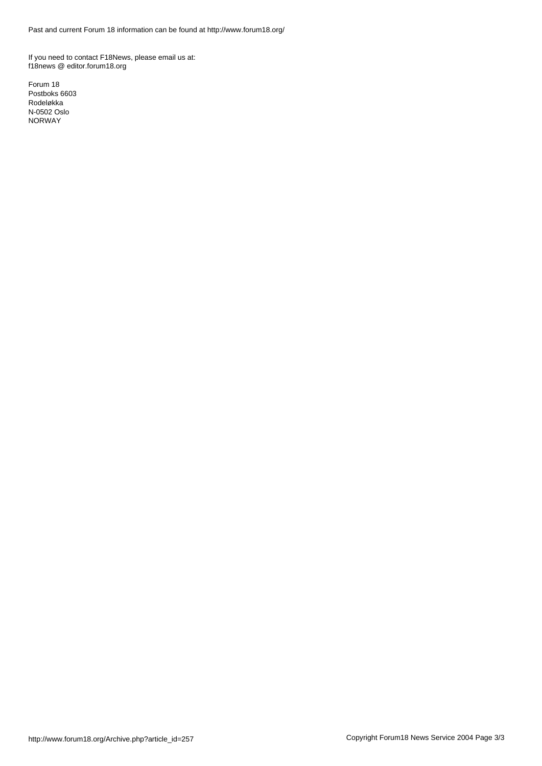Past and current Forum 18 information can be found at http://www.forum18.org/

If you need to contact F18News, please email us at:
f18news @ editor.forum18.org

Forum 18
Postboks 6603
Rodeløkka
N-0502 Oslo
NORWAY